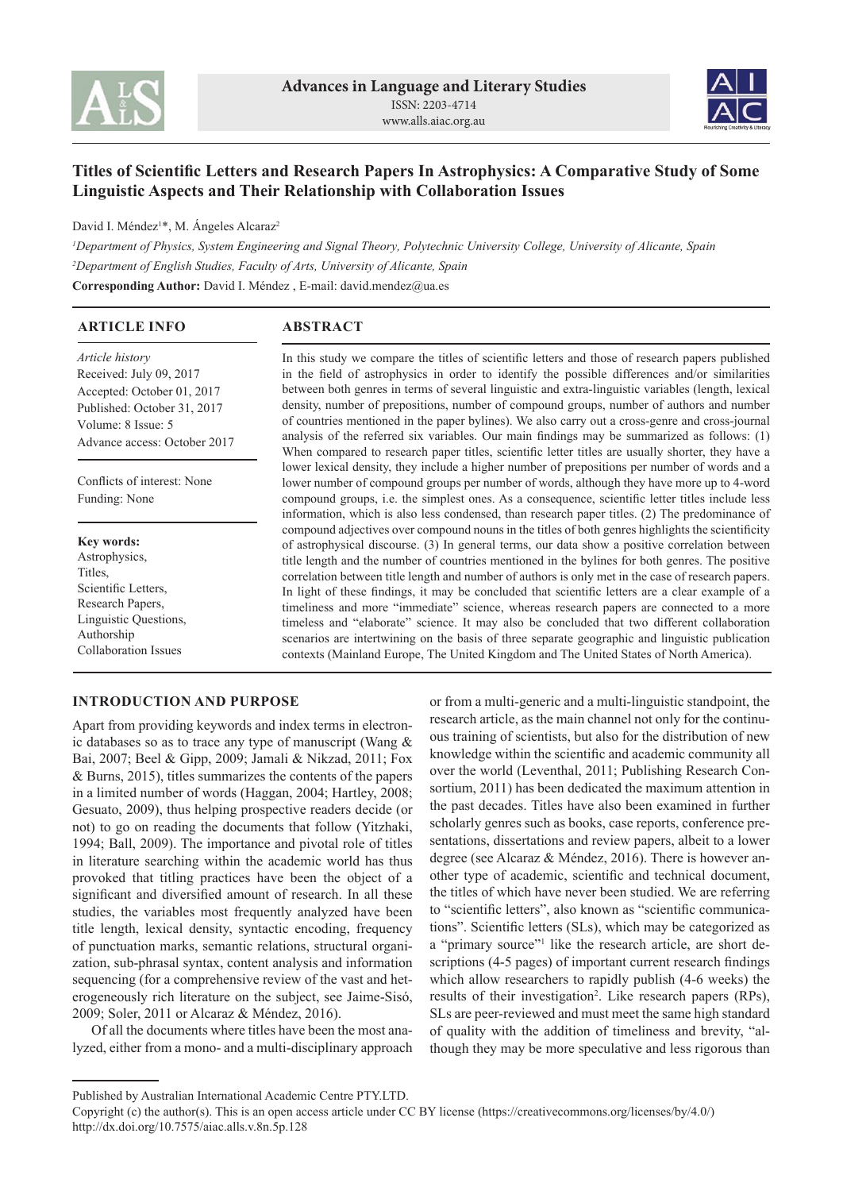# Titles of Scientific Letters and Research Papers In Astrophysics: A Comparative Study of Some Linguistic Aspects and Their Relationship with Collaboration Issues

David I. Méndez[1]*, M. Ángeles Alcaraz[2]

[1]*Department of Physics, System Engineering and Signal Theory, Polytechnic University College, University of Alicante, Spain*

[2]*Department of English Studies, Faculty of Arts, University of Alicante, Spain*

**Corresponding Author:** David I. Méndez , E-mail: david.mendez@ua.es

## ARTICLE INFO

*Article history*
Received: July 09, 2017
Accepted: October 01, 2017
Published: October 31, 2017
Volume: 8 Issue: 5
Advance access: October 2017

Conflicts of interest: None
Funding: None

**Key words:**
Astrophysics,
Titles,
Scientific Letters,
Research Papers,
Linguistic Questions,
Authorship
Collaboration Issues

## ABSTRACT

In this study we compare the titles of scientific letters and those of research papers published in the field of astrophysics in order to identify the possible differences and/or similarities between both genres in terms of several linguistic and extra-linguistic variables (length, lexical density, number of prepositions, number of compound groups, number of authors and number of countries mentioned in the paper bylines). We also carry out a cross-genre and cross-journal analysis of the referred six variables. Our main findings may be summarized as follows: (1) When compared to research paper titles, scientific letter titles are usually shorter, they have a lower lexical density, they include a higher number of prepositions per number of words and a lower number of compound groups per number of words, although they have more up to 4-word compound groups, i.e. the simplest ones. As a consequence, scientific letter titles include less information, which is also less condensed, than research paper titles. (2) The predominance of compound adjectives over compound nouns in the titles of both genres highlights the scientificity of astrophysical discourse. (3) In general terms, our data show a positive correlation between title length and the number of countries mentioned in the bylines for both genres. The positive correlation between title length and number of authors is only met in the case of research papers. In light of these findings, it may be concluded that scientific letters are a clear example of a timeliness and more "immediate" science, whereas research papers are connected to a more timeless and "elaborate" science. It may also be concluded that two different collaboration scenarios are intertwining on the basis of three separate geographic and linguistic publication contexts (Mainland Europe, The United Kingdom and The United States of North America).

## INTRODUCTION AND PURPOSE

Apart from providing keywords and index terms in electronic databases so as to trace any type of manuscript (Wang & Bai, 2007; Beel & Gipp, 2009; Jamali & Nikzad, 2011; Fox & Burns, 2015), titles summarizes the contents of the papers in a limited number of words (Haggan, 2004; Hartley, 2008; Gesuato, 2009), thus helping prospective readers decide (or not) to go on reading the documents that follow (Yitzhaki, 1994; Ball, 2009). The importance and pivotal role of titles in literature searching within the academic world has thus provoked that titling practices have been the object of a significant and diversified amount of research. In all these studies, the variables most frequently analyzed have been title length, lexical density, syntactic encoding, frequency of punctuation marks, semantic relations, structural organization, sub-phrasal syntax, content analysis and information sequencing (for a comprehensive review of the vast and heterogeneously rich literature on the subject, see Jaime-Sisó, 2009; Soler, 2011 or Alcaraz & Méndez, 2016).

Of all the documents where titles have been the most analyzed, either from a mono- and a multi-disciplinary approach or from a multi-generic and a multi-linguistic standpoint, the research article, as the main channel not only for the continuous training of scientists, but also for the distribution of new knowledge within the scientific and academic community all over the world (Leventhal, 2011; Publishing Research Consortium, 2011) has been dedicated the maximum attention in the past decades. Titles have also been examined in further scholarly genres such as books, case reports, conference presentations, dissertations and review papers, albeit to a lower degree (see Alcaraz & Méndez, 2016). There is however another type of academic, scientific and technical document, the titles of which have never been studied. We are referring to "scientific letters", also known as "scientific communications". Scientific letters (SLs), which may be categorized as a "primary source"[1] like the research article, are short descriptions (4-5 pages) of important current research findings which allow researchers to rapidly publish (4-6 weeks) the results of their investigation[2]. Like research papers (RPs), SLs are peer-reviewed and must meet the same high standard of quality with the addition of timeliness and brevity, "although they may be more speculative and less rigorous than

Published by Australian International Academic Centre PTY.LTD.
Copyright (c) the author(s). This is an open access article under CC BY license (https://creativecommons.org/licenses/by/4.0/)
http://dx.doi.org/10.7575/aiac.alls.v.8n.5p.128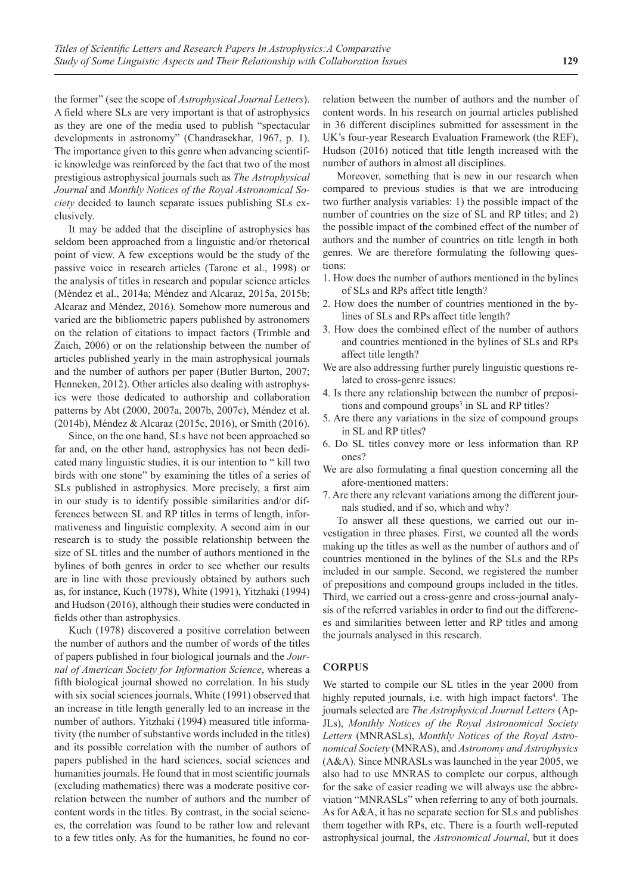the former" (see the scope of *Astrophysical Journal Letters*). A field where SLs are very important is that of astrophysics as they are one of the media used to publish "spectacular developments in astronomy" (Chandrasekhar, 1967, p. 1). The importance given to this genre when advancing scientific knowledge was reinforced by the fact that two of the most prestigious astrophysical journals such as *The Astrophysical Journal* and *Monthly Notices of the Royal Astronomical Society* decided to launch separate issues publishing SLs exclusively.

It may be added that the discipline of astrophysics has seldom been approached from a linguistic and/or rhetorical point of view. A few exceptions would be the study of the passive voice in research articles (Tarone et al., 1998) or the analysis of titles in research and popular science articles (Méndez et al., 2014a; Méndez and Alcaraz, 2015a, 2015b; Alcaraz and Méndez, 2016). Somehow more numerous and varied are the bibliometric papers published by astronomers on the relation of citations to impact factors (Trimble and Zaich, 2006) or on the relationship between the number of articles published yearly in the main astrophysical journals and the number of authors per paper (Butler Burton, 2007; Henneken, 2012). Other articles also dealing with astrophysics were those dedicated to authorship and collaboration patterns by Abt (2000, 2007a, 2007b, 2007c), Méndez et al. (2014b), Méndez & Alcaraz (2015c, 2016), or Smith (2016).

Since, on the one hand, SLs have not been approached so far and, on the other hand, astrophysics has not been dedicated many linguistic studies, it is our intention to " kill two birds with one stone" by examining the titles of a series of SLs published in astrophysics. More precisely, a first aim in our study is to identify possible similarities and/or differences between SL and RP titles in terms of length, informativeness and linguistic complexity. A second aim in our research is to study the possible relationship between the size of SL titles and the number of authors mentioned in the bylines of both genres in order to see whether our results are in line with those previously obtained by authors such as, for instance, Kuch (1978), White (1991), Yitzhaki (1994) and Hudson (2016), although their studies were conducted in fields other than astrophysics.

Kuch (1978) discovered a positive correlation between the number of authors and the number of words of the titles of papers published in four biological journals and the *Journal of American Society for Information Science*, whereas a fifth biological journal showed no correlation. In his study with six social sciences journals, White (1991) observed that an increase in title length generally led to an increase in the number of authors. Yitzhaki (1994) measured title informativity (the number of substantive words included in the titles) and its possible correlation with the number of authors of papers published in the hard sciences, social sciences and humanities journals. He found that in most scientific journals (excluding mathematics) there was a moderate positive correlation between the number of authors and the number of content words in the titles. By contrast, in the social sciences, the correlation was found to be rather low and relevant to a few titles only. As for the humanities, he found no correlation between the number of authors and the number of content words. In his research on journal articles published in 36 different disciplines submitted for assessment in the UK's four-year Research Evaluation Framework (the REF), Hudson (2016) noticed that title length increased with the number of authors in almost all disciplines.

Moreover, something that is new in our research when compared to previous studies is that we are introducing two further analysis variables: 1) the possible impact of the number of countries on the size of SL and RP titles; and 2) the possible impact of the combined effect of the number of authors and the number of countries on title length in both genres. We are therefore formulating the following questions:

1. How does the number of authors mentioned in the bylines of SLs and RPs affect title length?
2. How does the number of countries mentioned in the bylines of SLs and RPs affect title length?
3. How does the combined effect of the number of authors and countries mentioned in the bylines of SLs and RPs affect title length?

We are also addressing further purely linguistic questions related to cross-genre issues:

4. Is there any relationship between the number of prepositions and compound groups[3] in SL and RP titles?
5. Are there any variations in the size of compound groups in SL and RP titles?
6. Do SL titles convey more or less information than RP ones?

We are also formulating a final question concerning all the afore-mentioned matters:

7. Are there any relevant variations among the different journals studied, and if so, which and why?

To answer all these questions, we carried out our investigation in three phases. First, we counted all the words making up the titles as well as the number of authors and of countries mentioned in the bylines of the SLs and the RPs included in our sample. Second, we registered the number of prepositions and compound groups included in the titles. Third, we carried out a cross-genre and cross-journal analysis of the referred variables in order to find out the differences and similarities between letter and RP titles and among the journals analysed in this research.

## CORPUS

We started to compile our SL titles in the year 2000 from highly reputed journals, i.e. with high impact factors[4]. The journals selected are *The Astrophysical Journal Letters* (ApJLs), *Monthly Notices of the Royal Astronomical Society Letters* (MNRASLs), *Monthly Notices of the Royal Astronomical Society* (MNRAS), and *Astronomy and Astrophysics* (A&A). Since MNRASLs was launched in the year 2005, we also had to use MNRAS to complete our corpus, although for the sake of easier reading we will always use the abbreviation "MNRASLs" when referring to any of both journals. As for A&A, it has no separate section for SLs and publishes them together with RPs, etc. There is a fourth well-reputed astrophysical journal, the *Astronomical Journal*, but it does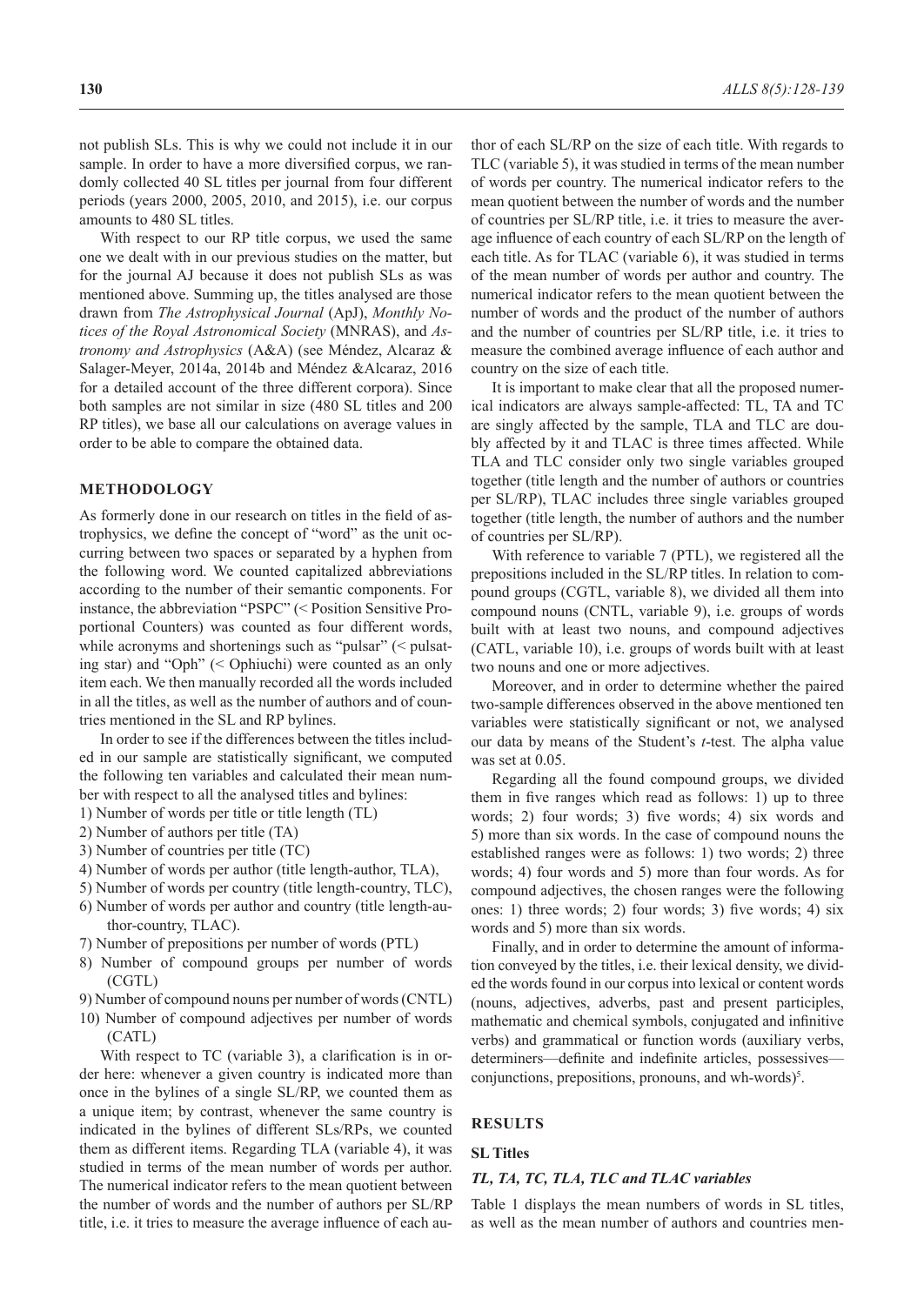not publish SLs. This is why we could not include it in our sample. In order to have a more diversified corpus, we randomly collected 40 SL titles per journal from four different periods (years 2000, 2005, 2010, and 2015), i.e. our corpus amounts to 480 SL titles.

With respect to our RP title corpus, we used the same one we dealt with in our previous studies on the matter, but for the journal AJ because it does not publish SLs as was mentioned above. Summing up, the titles analysed are those drawn from *The Astrophysical Journal* (ApJ), *Monthly Notices of the Royal Astronomical Society* (MNRAS), and *Astronomy and Astrophysics* (A&A) (see Méndez, Alcaraz & Salager-Meyer, 2014a, 2014b and Méndez &Alcaraz, 2016 for a detailed account of the three different corpora). Since both samples are not similar in size (480 SL titles and 200 RP titles), we base all our calculations on average values in order to be able to compare the obtained data.

## METHODOLOGY

As formerly done in our research on titles in the field of astrophysics, we define the concept of "word" as the unit occurring between two spaces or separated by a hyphen from the following word. We counted capitalized abbreviations according to the number of their semantic components. For instance, the abbreviation "PSPC" (< Position Sensitive Proportional Counters) was counted as four different words, while acronyms and shortenings such as "pulsar" (< pulsating star) and "Oph" (< Ophiuchi) were counted as an only item each. We then manually recorded all the words included in all the titles, as well as the number of authors and of countries mentioned in the SL and RP bylines.

In order to see if the differences between the titles included in our sample are statistically significant, we computed the following ten variables and calculated their mean number with respect to all the analysed titles and bylines:

1) Number of words per title or title length (TL)
2) Number of authors per title (TA)
3) Number of countries per title (TC)
4) Number of words per author (title length-author, TLA),
5) Number of words per country (title length-country, TLC),
6) Number of words per author and country (title length-author-country, TLAC).
7) Number of prepositions per number of words (PTL)
8) Number of compound groups per number of words (CGTL)
9) Number of compound nouns per number of words (CNTL)
10) Number of compound adjectives per number of words (CATL)

With respect to TC (variable 3), a clarification is in order here: whenever a given country is indicated more than once in the bylines of a single SL/RP, we counted them as a unique item; by contrast, whenever the same country is indicated in the bylines of different SLs/RPs, we counted them as different items. Regarding TLA (variable 4), it was studied in terms of the mean number of words per author. The numerical indicator refers to the mean quotient between the number of words and the number of authors per SL/RP title, i.e. it tries to measure the average influence of each author of each SL/RP on the size of each title. With regards to TLC (variable 5), it was studied in terms of the mean number of words per country. The numerical indicator refers to the mean quotient between the number of words and the number of countries per SL/RP title, i.e. it tries to measure the average influence of each country of each SL/RP on the length of each title. As for TLAC (variable 6), it was studied in terms of the mean number of words per author and country. The numerical indicator refers to the mean quotient between the number of words and the product of the number of authors and the number of countries per SL/RP title, i.e. it tries to measure the combined average influence of each author and country on the size of each title.

It is important to make clear that all the proposed numerical indicators are always sample-affected: TL, TA and TC are singly affected by the sample, TLA and TLC are doubly affected by it and TLAC is three times affected. While TLA and TLC consider only two single variables grouped together (title length and the number of authors or countries per SL/RP), TLAC includes three single variables grouped together (title length, the number of authors and the number of countries per SL/RP).

With reference to variable 7 (PTL), we registered all the prepositions included in the SL/RP titles. In relation to compound groups (CGTL, variable 8), we divided all them into compound nouns (CNTL, variable 9), i.e. groups of words built with at least two nouns, and compound adjectives (CATL, variable 10), i.e. groups of words built with at least two nouns and one or more adjectives.

Moreover, and in order to determine whether the paired two-sample differences observed in the above mentioned ten variables were statistically significant or not, we analysed our data by means of the Student's *t*-test. The alpha value was set at 0.05.

Regarding all the found compound groups, we divided them in five ranges which read as follows: 1) up to three words; 2) four words; 3) five words; 4) six words and 5) more than six words. In the case of compound nouns the established ranges were as follows: 1) two words; 2) three words; 4) four words and 5) more than four words. As for compound adjectives, the chosen ranges were the following ones: 1) three words; 2) four words; 3) five words; 4) six words and 5) more than six words.

Finally, and in order to determine the amount of information conveyed by the titles, i.e. their lexical density, we divided the words found in our corpus into lexical or content words (nouns, adjectives, adverbs, past and present participles, mathematic and chemical symbols, conjugated and infinitive verbs) and grammatical or function words (auxiliary verbs, determiners—definite and indefinite articles, possessives—conjunctions, prepositions, pronouns, and wh-words)[5].

## RESULTS

### SL Titles

#### *TL, TA, TC, TLA, TLC and TLAC variables*

Table 1 displays the mean numbers of words in SL titles, as well as the mean number of authors and countries men-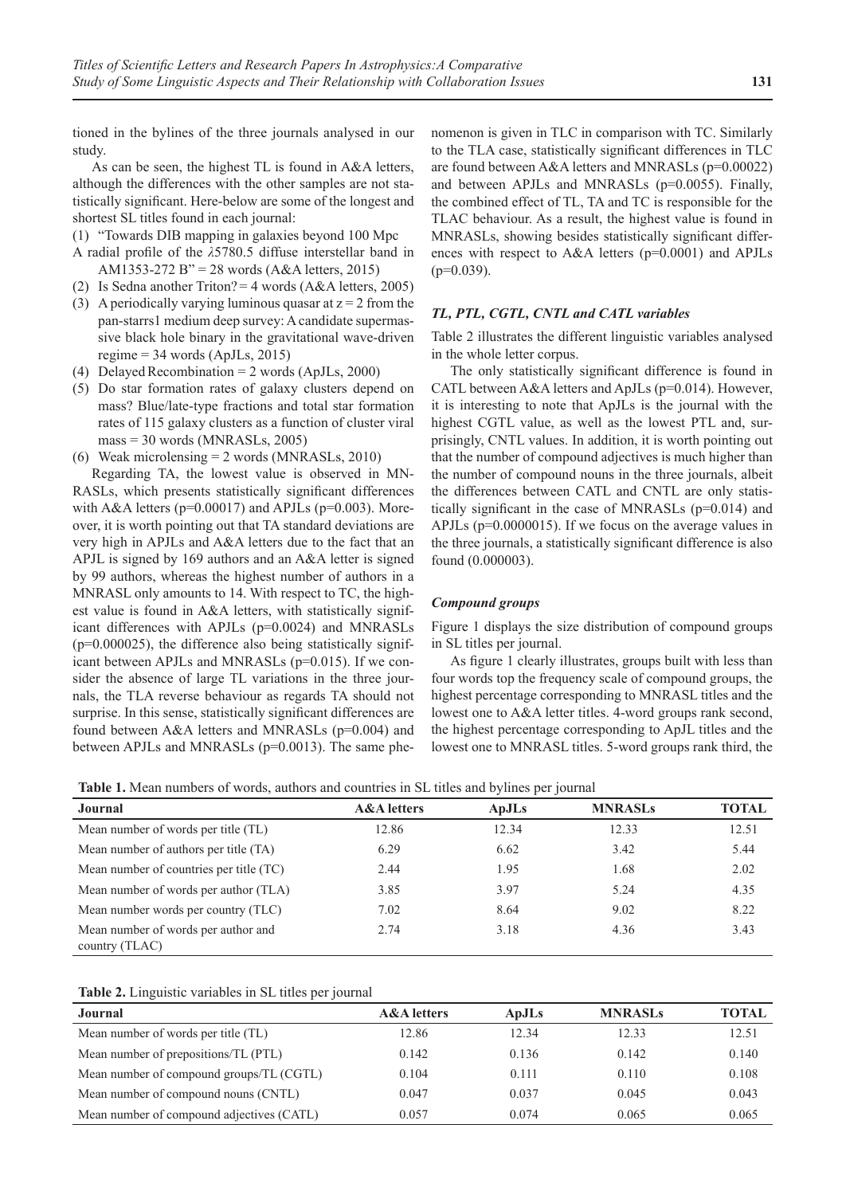tioned in the bylines of the three journals analysed in our study.

As can be seen, the highest TL is found in A&A letters, although the differences with the other samples are not statistically significant. Here-below are some of the longest and shortest SL titles found in each journal:

(1) "Towards DIB mapping in galaxies beyond 100 Mpc
A radial profile of the $\lambda$5780.5 diffuse interstellar band in AM1353-272 B" = 28 words (A&A letters, 2015)
(2) Is Sedna another Triton? = 4 words (A&A letters, 2005)
(3) A periodically varying luminous quasar at $z = 2$ from the pan-starrs1 medium deep survey: A candidate supermassive black hole binary in the gravitational wave-driven regime = 34 words (ApJLs, 2015)
(4) Delayed Recombination = 2 words (ApJLs, 2000)
(5) Do star formation rates of galaxy clusters depend on mass? Blue/late-type fractions and total star formation rates of 115 galaxy clusters as a function of cluster viral mass = 30 words (MNRASLs, 2005)
(6) Weak microlensing = 2 words (MNRASLs, 2010)

Regarding TA, the lowest value is observed in MNRASLs, which presents statistically significant differences with A&A letters ($p=0.00017$) and APJLs ($p=0.003$). Moreover, it is worth pointing out that TA standard deviations are very high in APJLs and A&A letters due to the fact that an APJL is signed by 169 authors and an A&A letter is signed by 99 authors, whereas the highest number of authors in a MNRASL only amounts to 14. With respect to TC, the highest value is found in A&A letters, with statistically significant differences with APJLs ($p=0.0024$) and MNRASLs ($p=0.000025$), the difference also being statistically significant between APJLs and MNRASLs ($p=0.015$). If we consider the absence of large TL variations in the three journals, the TLA reverse behaviour as regards TA should not surprise. In this sense, statistically significant differences are found between A&A letters and MNRASLs ($p=0.004$) and between APJLs and MNRASLs ($p=0.0013$). The same phenomenon is given in TLC in comparison with TC. Similarly to the TLA case, statistically significant differences in TLC are found between A&A letters and MNRASLs ($p=0.00022$) and between APJLs and MNRASLs ($p=0.0055$). Finally, the combined effect of TL, TA and TC is responsible for the TLAC behaviour. As a result, the highest value is found in MNRASLs, showing besides statistically significant differences with respect to A&A letters ($p=0.0001$) and APJLs ($p=0.039$).

### *TL, PTL, CGTL, CNTL and CATL variables*

Table 2 illustrates the different linguistic variables analysed in the whole letter corpus.

The only statistically significant difference is found in CATL between A&A letters and ApJLs ($p=0.014$). However, it is interesting to note that ApJLs is the journal with the highest CGTL value, as well as the lowest PTL and, surprisingly, CNTL values. In addition, it is worth pointing out that the number of compound adjectives is much higher than the number of compound nouns in the three journals, albeit the differences between CATL and CNTL are only statistically significant in the case of MNRASLs ($p=0.014$) and APJLs ($p=0.0000015$). If we focus on the average values in the three journals, a statistically significant difference is also found (0.000003).

### *Compound groups*

Figure 1 displays the size distribution of compound groups in SL titles per journal.

As figure 1 clearly illustrates, groups built with less than four words top the frequency scale of compound groups, the highest percentage corresponding to MNRASL titles and the lowest one to A&A letter titles. 4-word groups rank second, the highest percentage corresponding to ApJL titles and the lowest one to MNRASL titles. 5-word groups rank third, the

**Table 1.** Mean numbers of words, authors and countries in SL titles and bylines per journal

| Journal | A&A letters | ApJLs | MNRASLs | TOTAL |
|---|---|---|---|---|
| Mean number of words per title (TL) | 12.86 | 12.34 | 12.33 | 12.51 |
| Mean number of authors per title (TA) | 6.29 | 6.62 | 3.42 | 5.44 |
| Mean number of countries per title (TC) | 2.44 | 1.95 | 1.68 | 2.02 |
| Mean number of words per author (TLA) | 3.85 | 3.97 | 5.24 | 4.35 |
| Mean number words per country (TLC) | 7.02 | 8.64 | 9.02 | 8.22 |
| Mean number of words per author and country (TLAC) | 2.74 | 3.18 | 4.36 | 3.43 |

**Table 2.** Linguistic variables in SL titles per journal

| Journal | A&A letters | ApJLs | MNRASLs | TOTAL |
|---|---|---|---|---|
| Mean number of words per title (TL) | 12.86 | 12.34 | 12.33 | 12.51 |
| Mean number of prepositions/TL (PTL) | 0.142 | 0.136 | 0.142 | 0.140 |
| Mean number of compound groups/TL (CGTL) | 0.104 | 0.111 | 0.110 | 0.108 |
| Mean number of compound nouns (CNTL) | 0.047 | 0.037 | 0.045 | 0.043 |
| Mean number of compound adjectives (CATL) | 0.057 | 0.074 | 0.065 | 0.065 |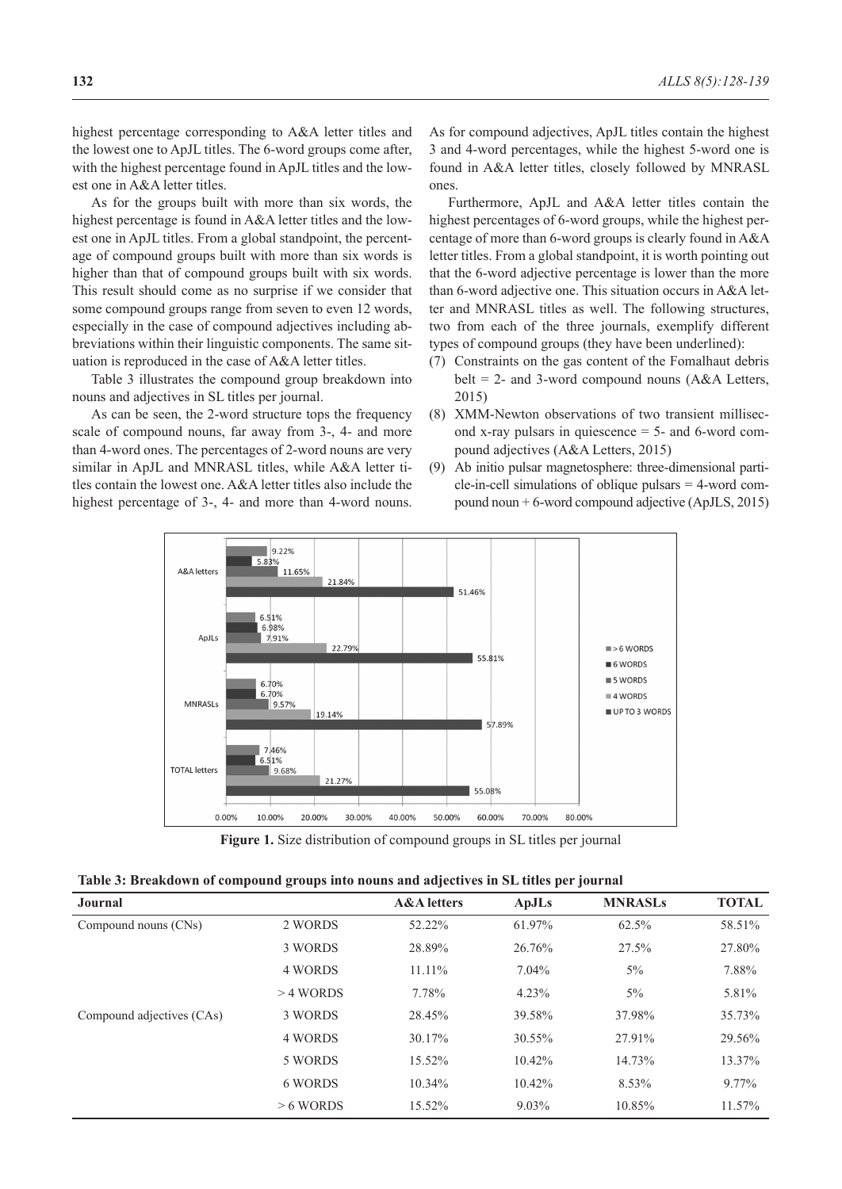highest percentage corresponding to A&A letter titles and the lowest one to ApJL titles. The 6-word groups come after, with the highest percentage found in ApJL titles and the lowest one in A&A letter titles.

As for the groups built with more than six words, the highest percentage is found in A&A letter titles and the lowest one in ApJL titles. From a global standpoint, the percentage of compound groups built with more than six words is higher than that of compound groups built with six words. This result should come as no surprise if we consider that some compound groups range from seven to even 12 words, especially in the case of compound adjectives including abbreviations within their linguistic components. The same situation is reproduced in the case of A&A letter titles.

Table 3 illustrates the compound group breakdown into nouns and adjectives in SL titles per journal.

As can be seen, the 2-word structure tops the frequency scale of compound nouns, far away from 3-, 4- and more than 4-word ones. The percentages of 2-word nouns are very similar in ApJL and MNRASL titles, while A&A letter titles contain the lowest one. A&A letter titles also include the highest percentage of 3-, 4- and more than 4-word nouns. As for compound adjectives, ApJL titles contain the highest 3 and 4-word percentages, while the highest 5-word one is found in A&A letter titles, closely followed by MNRASL ones.

Furthermore, ApJL and A&A letter titles contain the highest percentages of 6-word groups, while the highest percentage of more than 6-word groups is clearly found in A&A letter titles. From a global standpoint, it is worth pointing out that the 6-word adjective percentage is lower than the more than 6-word adjective one. This situation occurs in A&A letter and MNRASL titles as well. The following structures, two from each of the three journals, exemplify different types of compound groups (they have been underlined):

(7) Constraints on the gas content of the Fomalhaut debris belt = 2- and 3-word compound nouns (A&A Letters, 2015)
(8) XMM-Newton observations of two transient millisecond x-ray pulsars in quiescence = 5- and 6-word compound adjectives (A&A Letters, 2015)
(9) Ab initio pulsar magnetosphere: three-dimensional particle-in-cell simulations of oblique pulsars = 4-word compound noun + 6-word compound adjective (ApJLS, 2015)

| | > 6 WORDS | 6 WORDS | 5 WORDS | 4 WORDS | UP TO 3 WORDS |
|---|---|---|---|---|---|
| A&A letters | 9.22% | 5.83% | 11.65% | 21.84% | 51.46% |
| ApJLs | 6.51% | 6.98% | 7.91% | 22.79% | 55.81% |
| MNRASLs | 6.70% | 6.70% | 9.57% | 19.14% | 57.89% |
| TOTAL letters | 7.46% | 6.51% | 9.68% | 21.27% | 55.08% |

**Figure 1.** Size distribution of compound groups in SL titles per journal

**Table 3: Breakdown of compound groups into nouns and adjectives in SL titles per journal**

| Journal | | A&A letters | ApJLs | MNRASLs | TOTAL |
|---|---|---|---|---|---|
| Compound nouns (CNs) | 2 WORDS | 52.22% | 61.97% | 62.5% | 58.51% |
| | 3 WORDS | 28.89% | 26.76% | 27.5% | 27.80% |
| | 4 WORDS | 11.11% | 7.04% | 5% | 7.88% |
| | > 4 WORDS | 7.78% | 4.23% | 5% | 5.81% |
| Compound adjectives (CAs) | 3 WORDS | 28.45% | 39.58% | 37.98% | 35.73% |
| | 4 WORDS | 30.17% | 30.55% | 27.91% | 29.56% |
| | 5 WORDS | 15.52% | 10.42% | 14.73% | 13.37% |
| | 6 WORDS | 10.34% | 10.42% | 8.53% | 9.77% |
| | > 6 WORDS | 15.52% | 9.03% | 10.85% | 11.57% |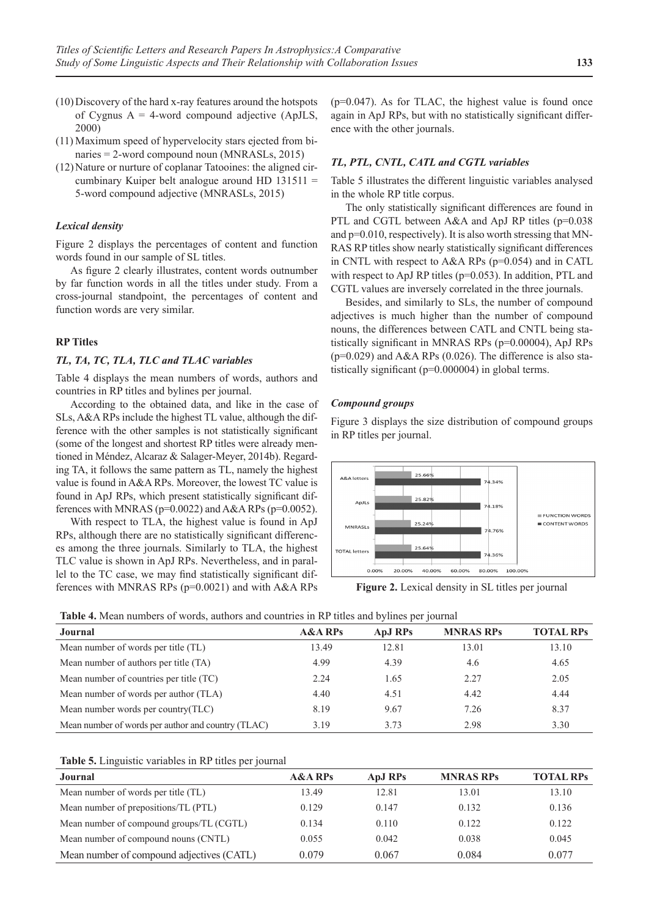(10) Discovery of the hard x-ray features around the hotspots of Cygnus A = 4-word compound adjective (ApJLS, 2000)

(11) Maximum speed of hypervelocity stars ejected from binaries = 2-word compound noun (MNRASLs, 2015)

(12) Nature or nurture of coplanar Tatooines: the aligned circumbinary Kuiper belt analogue around HD 131511 = 5-word compound adjective (MNRASLs, 2015)

### *Lexical density*

Figure 2 displays the percentages of content and function words found in our sample of SL titles.

As figure 2 clearly illustrates, content words outnumber by far function words in all the titles under study. From a cross-journal standpoint, the percentages of content and function words are very similar.

## RP Titles

### *TL, TA, TC, TLA, TLC and TLAC variables*

Table 4 displays the mean numbers of words, authors and countries in RP titles and bylines per journal.

According to the obtained data, and like in the case of SLs, A&A RPs include the highest TL value, although the difference with the other samples is not statistically significant (some of the longest and shortest RP titles were already mentioned in Méndez, Alcaraz & Salager-Meyer, 2014b). Regarding TA, it follows the same pattern as TL, namely the highest value is found in A&A RPs. Moreover, the lowest TC value is found in ApJ RPs, which present statistically significant differences with MNRAS (p=0.0022) and A&A RPs (p=0.0052).

With respect to TLA, the highest value is found in ApJ RPs, although there are no statistically significant differences among the three journals. Similarly to TLA, the highest TLC value is shown in ApJ RPs. Nevertheless, and in parallel to the TC case, we may find statistically significant differences with MNRAS RPs (p=0.0021) and with A&A RPs (p=0.047). As for TLAC, the highest value is found once again in ApJ RPs, but with no statistically significant difference with the other journals.

### *TL, PTL, CNTL, CATL and CGTL variables*

Table 5 illustrates the different linguistic variables analysed in the whole RP title corpus.

The only statistically significant differences are found in PTL and CGTL between A&A and ApJ RP titles (p=0.038 and p=0.010, respectively). It is also worth stressing that MNRAS RP titles show nearly statistically significant differences in CNTL with respect to A&A RPs (p=0.054) and in CATL with respect to ApJ RP titles (p=0.053). In addition, PTL and CGTL values are inversely correlated in the three journals.

Besides, and similarly to SLs, the number of compound adjectives is much higher than the number of compound nouns, the differences between CATL and CNTL being statistically significant in MNRAS RPs (p=0.00004), ApJ RPs (p=0.029) and A&A RPs (0.026). The difference is also statistically significant (p=0.000004) in global terms.

### *Compound groups*

Figure 3 displays the size distribution of compound groups in RP titles per journal.

| | FUNCTION WORDS | CONTENT WORDS |
|---|---|---|
| A&A letters | 25.66% | 74.34% |
| ApJLs | 25.82% | 74.18% |
| MNRASLs | 25.24% | 74.76% |
| TOTAL letters | 25.64% | 74.36% |

**Figure 2.** Lexical density in SL titles per journal

**Table 4.** Mean numbers of words, authors and countries in RP titles and bylines per journal

| Journal | A&A RPs | ApJ RPs | MNRAS RPs | TOTAL RPs |
|---|---|---|---|---|
| Mean number of words per title (TL) | 13.49 | 12.81 | 13.01 | 13.10 |
| Mean number of authors per title (TA) | 4.99 | 4.39 | 4.6 | 4.65 |
| Mean number of countries per title (TC) | 2.24 | 1.65 | 2.27 | 2.05 |
| Mean number of words per author (TLA) | 4.40 | 4.51 | 4.42 | 4.44 |
| Mean number words per country(TLC) | 8.19 | 9.67 | 7.26 | 8.37 |
| Mean number of words per author and country (TLAC) | 3.19 | 3.73 | 2.98 | 3.30 |

**Table 5.** Linguistic variables in RP titles per journal

| Journal | A&A RPs | ApJ RPs | MNRAS RPs | TOTAL RPs |
|---|---|---|---|---|
| Mean number of words per title (TL) | 13.49 | 12.81 | 13.01 | 13.10 |
| Mean number of prepositions/TL (PTL) | 0.129 | 0.147 | 0.132 | 0.136 |
| Mean number of compound groups/TL (CGTL) | 0.134 | 0.110 | 0.122 | 0.122 |
| Mean number of compound nouns (CNTL) | 0.055 | 0.042 | 0.038 | 0.045 |
| Mean number of compound adjectives (CATL) | 0.079 | 0.067 | 0.084 | 0.077 |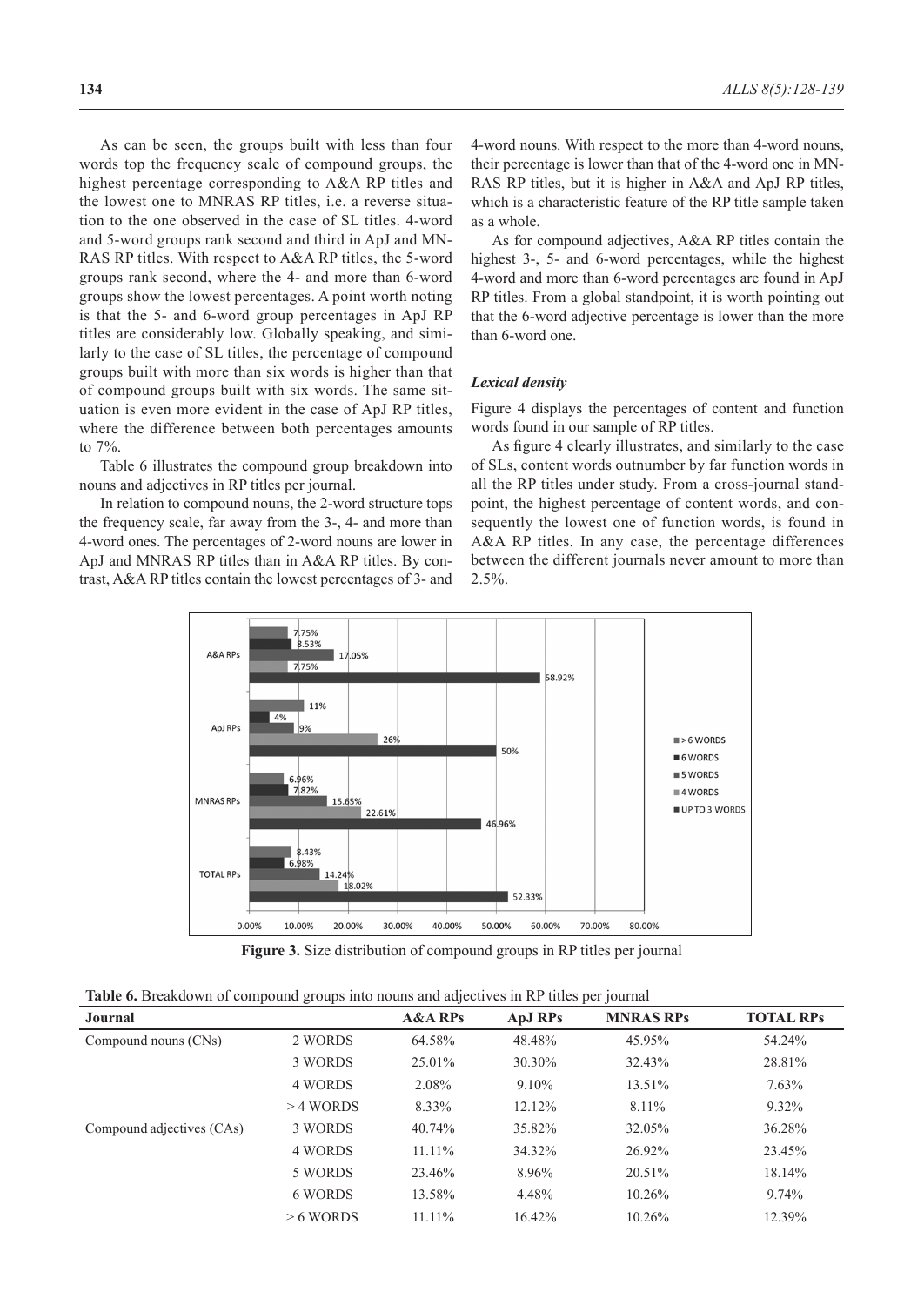As can be seen, the groups built with less than four words top the frequency scale of compound groups, the highest percentage corresponding to A&A RP titles and the lowest one to MNRAS RP titles, i.e. a reverse situation to the one observed in the case of SL titles. 4-word and 5-word groups rank second and third in ApJ and MNRAS RP titles. With respect to A&A RP titles, the 5-word groups rank second, where the 4- and more than 6-word groups show the lowest percentages. A point worth noting is that the 5- and 6-word group percentages in ApJ RP titles are considerably low. Globally speaking, and similarly to the case of SL titles, the percentage of compound groups built with more than six words is higher than that of compound groups built with six words. The same situation is even more evident in the case of ApJ RP titles, where the difference between both percentages amounts to 7%.

Table 6 illustrates the compound group breakdown into nouns and adjectives in RP titles per journal.

In relation to compound nouns, the 2-word structure tops the frequency scale, far away from the 3-, 4- and more than 4-word ones. The percentages of 2-word nouns are lower in ApJ and MNRAS RP titles than in A&A RP titles. By contrast, A&A RP titles contain the lowest percentages of 3- and 4-word nouns. With respect to the more than 4-word nouns, their percentage is lower than that of the 4-word one in MNRAS RP titles, but it is higher in A&A and ApJ RP titles, which is a characteristic feature of the RP title sample taken as a whole.

As for compound adjectives, A&A RP titles contain the highest 3-, 5- and 6-word percentages, while the highest 4-word and more than 6-word percentages are found in ApJ RP titles. From a global standpoint, it is worth pointing out that the 6-word adjective percentage is lower than the more than 6-word one.

### *Lexical density*

Figure 4 displays the percentages of content and function words found in our sample of RP titles.

As figure 4 clearly illustrates, and similarly to the case of SLs, content words outnumber by far function words in all the RP titles under study. From a cross-journal standpoint, the highest percentage of content words, and consequently the lowest one of function words, is found in A&A RP titles. In any case, the percentage differences between the different journals never amount to more than 2.5%.

| | > 6 WORDS | 6 WORDS | 5 WORDS | 4 WORDS | UP TO 3 WORDS |
|---|---|---|---|---|---|
| A&A RPs | 7.75% | 8.53% | 17.05% | 7.75% | 58.92% |
| ApJ RPs | 11% | 4% | 9% | 26% | 50% |
| MNRAS RPs | 6.96% | 7.82% | 15.65% | 22.61% | 46.96% |
| TOTAL RPs | 8.43% | 6.98% | 14.24% | 18.02% | 52.33% |

**Figure 3.** Size distribution of compound groups in RP titles per journal

**Table 6.** Breakdown of compound groups into nouns and adjectives in RP titles per journal

| Journal | | A&A RPs | ApJ RPs | MNRAS RPs | TOTAL RPs |
|---|---|---|---|---|---|
| Compound nouns (CNs) | 2 WORDS | 64.58% | 48.48% | 45.95% | 54.24% |
| | 3 WORDS | 25.01% | 30.30% | 32.43% | 28.81% |
| | 4 WORDS | 2.08% | 9.10% | 13.51% | 7.63% |
| | > 4 WORDS | 8.33% | 12.12% | 8.11% | 9.32% |
| Compound adjectives (CAs) | 3 WORDS | 40.74% | 35.82% | 32.05% | 36.28% |
| | 4 WORDS | 11.11% | 34.32% | 26.92% | 23.45% |
| | 5 WORDS | 23.46% | 8.96% | 20.51% | 18.14% |
| | 6 WORDS | 13.58% | 4.48% | 10.26% | 9.74% |
| | > 6 WORDS | 11.11% | 16.42% | 10.26% | 12.39% |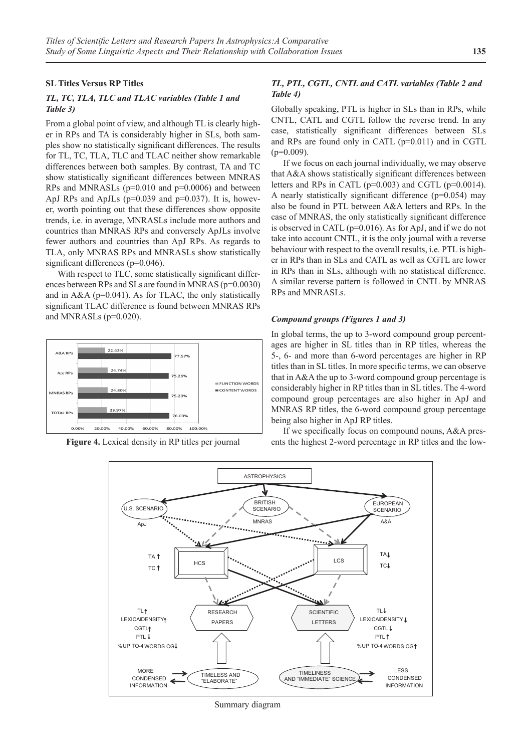## SL Titles Versus RP Titles

### *TL, TC, TLA, TLC and TLAC variables (Table 1 and Table 3)*

From a global point of view, and although TL is clearly higher in RPs and TA is considerably higher in SLs, both samples show no statistically significant differences. The results for TL, TC, TLA, TLC and TLAC neither show remarkable differences between both samples. By contrast, TA and TC show statistically significant differences between MNRAS RPs and MNRASLs (p=0.010 and p=0.0006) and between ApJ RPs and ApJLs (p=0.039 and p=0.037). It is, however, worth pointing out that these differences show opposite trends, i.e. in average, MNRASLs include more authors and countries than MNRAS RPs and conversely ApJLs involve fewer authors and countries than ApJ RPs. As regards to TLA, only MNRAS RPs and MNRASLs show statistically significant differences (p=0.046).

With respect to TLC, some statistically significant differences between RPs and SLs are found in MNRAS (p=0.0030) and in A&A (p=0.041). As for TLAC, the only statistically significant TLAC difference is found between MNRAS RPs and MNRASLs (p=0.020).

A&A RPs
22.43%
77.57%
ApJ RPs
24.74%
75.26%
MNRAS RPs
24.80%
75.20%
TOTAL RPs
23.97%
76.03%
0.00% 20.00% 40.00% 60.00% 80.00% 100.00%
FUNCTION WORDS
CONTENT WORDS

**Figure 4.** Lexical density in RP titles per journal

### *TL, PTL, CGTL, CNTL and CATL variables (Table 2 and Table 4)*

Globally speaking, PTL is higher in SLs than in RPs, while CNTL, CATL and CGTL follow the reverse trend. In any case, statistically significant differences between SLs and RPs are found only in CATL (p=0.011) and in CGTL (p=0.009).

If we focus on each journal individually, we may observe that A&A shows statistically significant differences between letters and RPs in CATL (p=0.003) and CGTL (p=0.0014). A nearly statistically significant difference (p=0.054) may also be found in PTL between A&A letters and RPs. In the case of MNRAS, the only statistically significant difference is observed in CATL (p=0.016). As for ApJ, and if we do not take into account CNTL, it is the only journal with a reverse behaviour with respect to the overall results, i.e. PTL is higher in RPs than in SLs and CATL as well as CGTL are lower in RPs than in SLs, although with no statistical difference. A similar reverse pattern is followed in CNTL by MNRAS RPs and MNRASLs.

### *Compound groups (Figures 1 and 3)*

In global terms, the up to 3-word compound group percentages are higher in SL titles than in RP titles, whereas the 5-, 6- and more than 6-word percentages are higher in RP titles than in SL titles. In more specific terms, we can observe that in A&A the up to 3-word compound group percentage is considerably higher in RP titles than in SL titles. The 4-word compound group percentages are also higher in ApJ and MNRAS RP titles, the 6-word compound group percentage being also higher in ApJ RP titles.

If we specifically focus on compound nouns, A&A presents the highest 2-word percentage in RP titles and the low-

ASTROPHYSICS
U.S. SCENARIO
ApJ
BRITISH SCENARIO
MNRAS
EUROPEAN SCENARIO
A&A
TA ↑
TC ↑
HCS
LCS
TA↓
TC↓
TL↑
LEXICAL DENSITY↑
CGTL↑
PTL↓
% UP TO-4 WORDS CG↓
RESEARCH PAPERS
SCIENTIFIC LETTERS
TL↓
LEXICAL DENSITY↓
CGTL↓
PTL↑
% UP TO-4 WORDS CG↑
MORE CONDENSED INFORMATION
TIMELESS AND "ELABORATE"
TIMELINESS AND "IMMEDIATE" SCIENCE
LESS CONDENSED INFORMATION

Summary diagram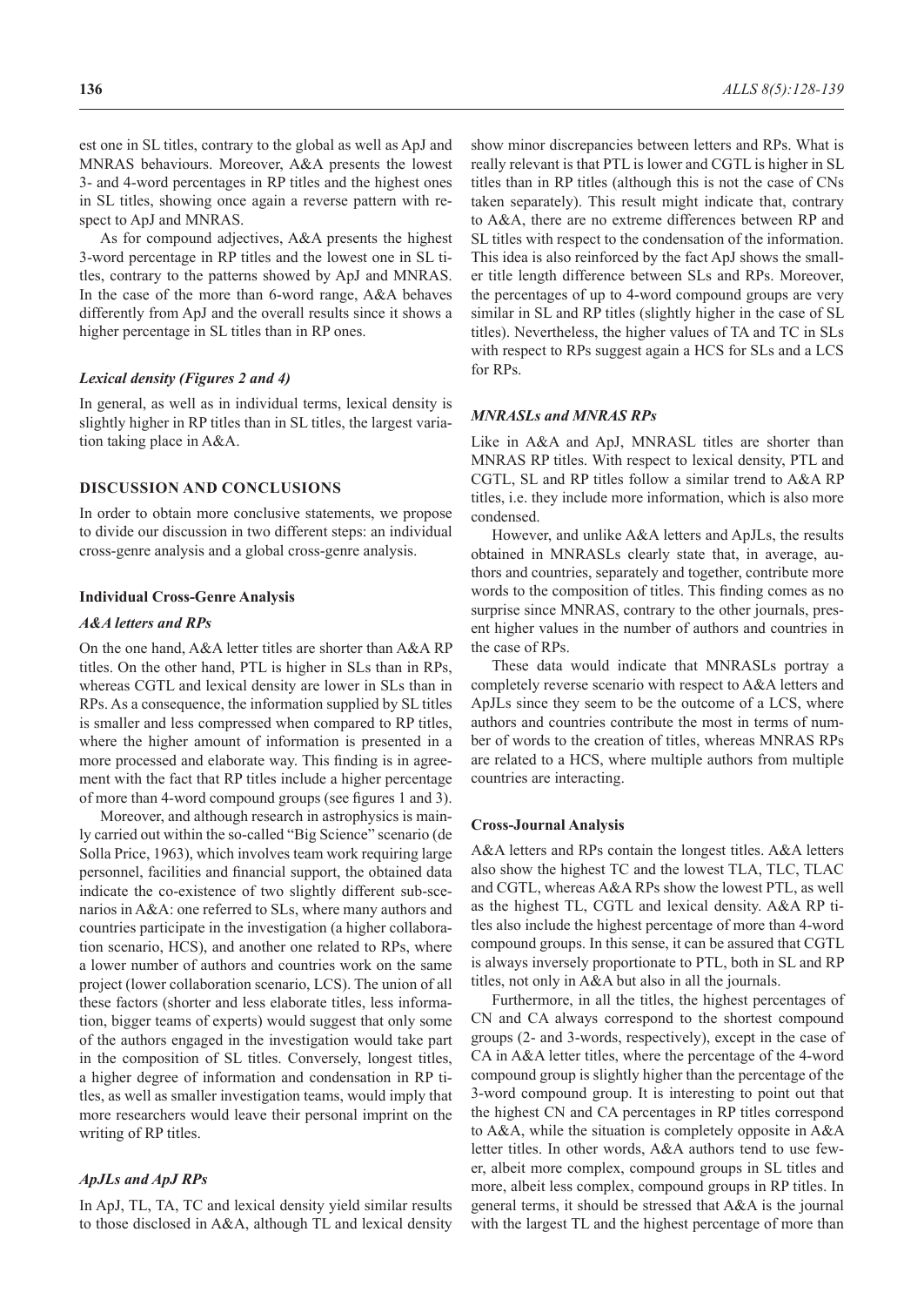est one in SL titles, contrary to the global as well as ApJ and MNRAS behaviours. Moreover, A&A presents the lowest 3- and 4-word percentages in RP titles and the highest ones in SL titles, showing once again a reverse pattern with respect to ApJ and MNRAS.

As for compound adjectives, A&A presents the highest 3-word percentage in RP titles and the lowest one in SL titles, contrary to the patterns showed by ApJ and MNRAS. In the case of the more than 6-word range, A&A behaves differently from ApJ and the overall results since it shows a higher percentage in SL titles than in RP ones.

### *Lexical density (Figures 2 and 4)*

In general, as well as in individual terms, lexical density is slightly higher in RP titles than in SL titles, the largest variation taking place in A&A.

## DISCUSSION AND CONCLUSIONS

In order to obtain more conclusive statements, we propose to divide our discussion in two different steps: an individual cross-genre analysis and a global cross-genre analysis.

### Individual Cross-Genre Analysis

#### *A&A letters and RPs*

On the one hand, A&A letter titles are shorter than A&A RP titles. On the other hand, PTL is higher in SLs than in RPs, whereas CGTL and lexical density are lower in SLs than in RPs. As a consequence, the information supplied by SL titles is smaller and less compressed when compared to RP titles, where the higher amount of information is presented in a more processed and elaborate way. This finding is in agreement with the fact that RP titles include a higher percentage of more than 4-word compound groups (see figures 1 and 3).

Moreover, and although research in astrophysics is mainly carried out within the so-called "Big Science" scenario (de Solla Price, 1963), which involves team work requiring large personnel, facilities and financial support, the obtained data indicate the co-existence of two slightly different sub-scenarios in A&A: one referred to SLs, where many authors and countries participate in the investigation (a higher collaboration scenario, HCS), and another one related to RPs, where a lower number of authors and countries work on the same project (lower collaboration scenario, LCS). The union of all these factors (shorter and less elaborate titles, less information, bigger teams of experts) would suggest that only some of the authors engaged in the investigation would take part in the composition of SL titles. Conversely, longest titles, a higher degree of information and condensation in RP titles, as well as smaller investigation teams, would imply that more researchers would leave their personal imprint on the writing of RP titles.

#### *ApJLs and ApJ RPs*

In ApJ, TL, TA, TC and lexical density yield similar results to those disclosed in A&A, although TL and lexical density show minor discrepancies between letters and RPs. What is really relevant is that PTL is lower and CGTL is higher in SL titles than in RP titles (although this is not the case of CNs taken separately). This result might indicate that, contrary to A&A, there are no extreme differences between RP and SL titles with respect to the condensation of the information. This idea is also reinforced by the fact ApJ shows the smaller title length difference between SLs and RPs. Moreover, the percentages of up to 4-word compound groups are very similar in SL and RP titles (slightly higher in the case of SL titles). Nevertheless, the higher values of TA and TC in SLs with respect to RPs suggest again a HCS for SLs and a LCS for RPs.

#### *MNRASLs and MNRAS RPs*

Like in A&A and ApJ, MNRASL titles are shorter than MNRAS RP titles. With respect to lexical density, PTL and CGTL, SL and RP titles follow a similar trend to A&A RP titles, i.e. they include more information, which is also more condensed.

However, and unlike A&A letters and ApJLs, the results obtained in MNRASLs clearly state that, in average, authors and countries, separately and together, contribute more words to the composition of titles. This finding comes as no surprise since MNRAS, contrary to the other journals, present higher values in the number of authors and countries in the case of RPs.

These data would indicate that MNRASLs portray a completely reverse scenario with respect to A&A letters and ApJLs since they seem to be the outcome of a LCS, where authors and countries contribute the most in terms of number of words to the creation of titles, whereas MNRAS RPs are related to a HCS, where multiple authors from multiple countries are interacting.

### Cross-Journal Analysis

A&A letters and RPs contain the longest titles. A&A letters also show the highest TC and the lowest TLA, TLC, TLAC and CGTL, whereas A&A RPs show the lowest PTL, as well as the highest TL, CGTL and lexical density. A&A RP titles also include the highest percentage of more than 4-word compound groups. In this sense, it can be assured that CGTL is always inversely proportionate to PTL, both in SL and RP titles, not only in A&A but also in all the journals.

Furthermore, in all the titles, the highest percentages of CN and CA always correspond to the shortest compound groups (2- and 3-words, respectively), except in the case of CA in A&A letter titles, where the percentage of the 4-word compound group is slightly higher than the percentage of the 3-word compound group. It is interesting to point out that the highest CN and CA percentages in RP titles correspond to A&A, while the situation is completely opposite in A&A letter titles. In other words, A&A authors tend to use fewer, albeit more complex, compound groups in SL titles and more, albeit less complex, compound groups in RP titles. In general terms, it should be stressed that A&A is the journal with the largest TL and the highest percentage of more than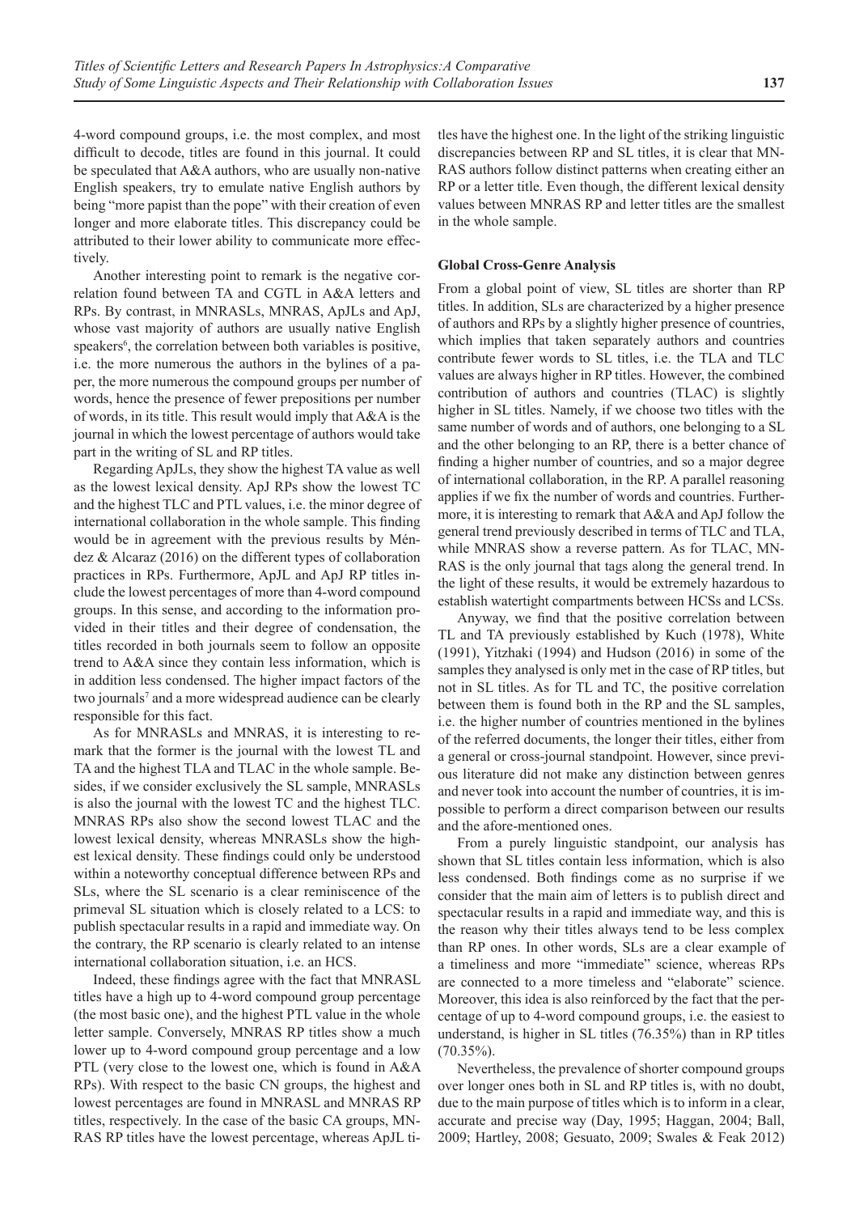4-word compound groups, i.e. the most complex, and most difficult to decode, titles are found in this journal. It could be speculated that A&A authors, who are usually non-native English speakers, try to emulate native English authors by being "more papist than the pope" with their creation of even longer and more elaborate titles. This discrepancy could be attributed to their lower ability to communicate more effectively.

Another interesting point to remark is the negative correlation found between TA and CGTL in A&A letters and RPs. By contrast, in MNRASLs, MNRAS, ApJLs and ApJ, whose vast majority of authors are usually native English speakers[6], the correlation between both variables is positive, i.e. the more numerous the authors in the bylines of a paper, the more numerous the compound groups per number of words, hence the presence of fewer prepositions per number of words, in its title. This result would imply that A&A is the journal in which the lowest percentage of authors would take part in the writing of SL and RP titles.

Regarding ApJLs, they show the highest TA value as well as the lowest lexical density. ApJ RPs show the lowest TC and the highest TLC and PTL values, i.e. the minor degree of international collaboration in the whole sample. This finding would be in agreement with the previous results by Méndez & Alcaraz (2016) on the different types of collaboration practices in RPs. Furthermore, ApJL and ApJ RP titles include the lowest percentages of more than 4-word compound groups. In this sense, and according to the information provided in their titles and their degree of condensation, the titles recorded in both journals seem to follow an opposite trend to A&A since they contain less information, which is in addition less condensed. The higher impact factors of the two journals[7] and a more widespread audience can be clearly responsible for this fact.

As for MNRASLs and MNRAS, it is interesting to remark that the former is the journal with the lowest TL and TA and the highest TLA and TLAC in the whole sample. Besides, if we consider exclusively the SL sample, MNRASLs is also the journal with the lowest TC and the highest TLC. MNRAS RPs also show the second lowest TLAC and the lowest lexical density, whereas MNRASLs show the highest lexical density. These findings could only be understood within a noteworthy conceptual difference between RPs and SLs, where the SL scenario is a clear reminiscence of the primeval SL situation which is closely related to a LCS: to publish spectacular results in a rapid and immediate way. On the contrary, the RP scenario is clearly related to an intense international collaboration situation, i.e. an HCS.

Indeed, these findings agree with the fact that MNRASL titles have a high up to 4-word compound group percentage (the most basic one), and the highest PTL value in the whole letter sample. Conversely, MNRAS RP titles show a much lower up to 4-word compound group percentage and a low PTL (very close to the lowest one, which is found in A&A RPs). With respect to the basic CN groups, the highest and lowest percentages are found in MNRASL and MNRAS RP titles, respectively. In the case of the basic CA groups, MNRAS RP titles have the lowest percentage, whereas ApJL titles have the highest one. In the light of the striking linguistic discrepancies between RP and SL titles, it is clear that MNRAS authors follow distinct patterns when creating either an RP or a letter title. Even though, the different lexical density values between MNRAS RP and letter titles are the smallest in the whole sample.

### Global Cross-Genre Analysis

From a global point of view, SL titles are shorter than RP titles. In addition, SLs are characterized by a higher presence of authors and RPs by a slightly higher presence of countries, which implies that taken separately authors and countries contribute fewer words to SL titles, i.e. the TLA and TLC values are always higher in RP titles. However, the combined contribution of authors and countries (TLAC) is slightly higher in SL titles. Namely, if we choose two titles with the same number of words and of authors, one belonging to a SL and the other belonging to an RP, there is a better chance of finding a higher number of countries, and so a major degree of international collaboration, in the RP. A parallel reasoning applies if we fix the number of words and countries. Furthermore, it is interesting to remark that A&A and ApJ follow the general trend previously described in terms of TLC and TLA, while MNRAS show a reverse pattern. As for TLAC, MNRAS is the only journal that tags along the general trend. In the light of these results, it would be extremely hazardous to establish watertight compartments between HCSs and LCSs.

Anyway, we find that the positive correlation between TL and TA previously established by Kuch (1978), White (1991), Yitzhaki (1994) and Hudson (2016) in some of the samples they analysed is only met in the case of RP titles, but not in SL titles. As for TL and TC, the positive correlation between them is found both in the RP and the SL samples, i.e. the higher number of countries mentioned in the bylines of the referred documents, the longer their titles, either from a general or cross-journal standpoint. However, since previous literature did not make any distinction between genres and never took into account the number of countries, it is impossible to perform a direct comparison between our results and the afore-mentioned ones.

From a purely linguistic standpoint, our analysis has shown that SL titles contain less information, which is also less condensed. Both findings come as no surprise if we consider that the main aim of letters is to publish direct and spectacular results in a rapid and immediate way, and this is the reason why their titles always tend to be less complex than RP ones. In other words, SLs are a clear example of a timeliness and more "immediate" science, whereas RPs are connected to a more timeless and "elaborate" science. Moreover, this idea is also reinforced by the fact that the percentage of up to 4-word compound groups, i.e. the easiest to understand, is higher in SL titles (76.35%) than in RP titles (70.35%).

Nevertheless, the prevalence of shorter compound groups over longer ones both in SL and RP titles is, with no doubt, due to the main purpose of titles which is to inform in a clear, accurate and precise way (Day, 1995; Haggan, 2004; Ball, 2009; Hartley, 2008; Gesuato, 2009; Swales & Feak 2012)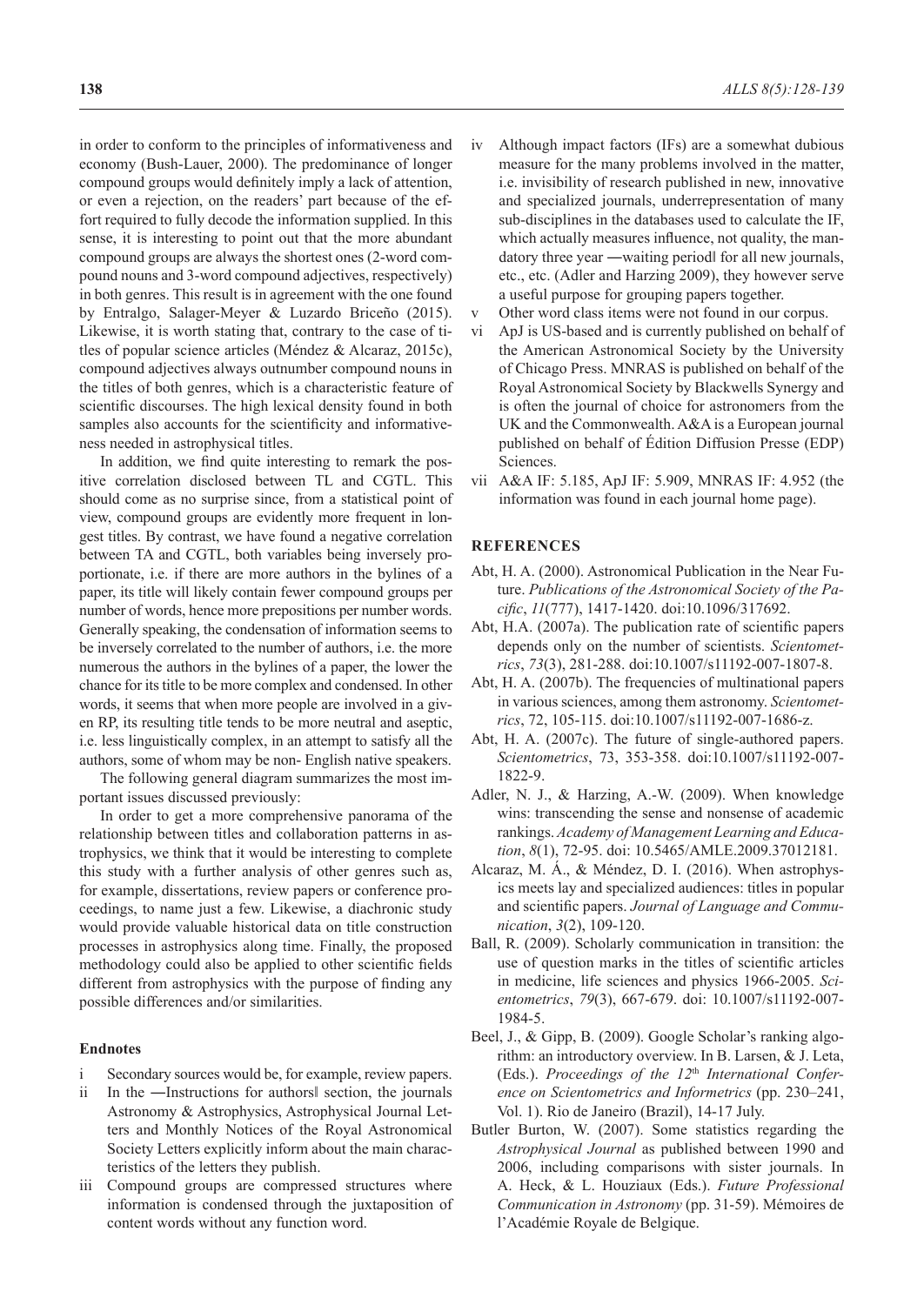in order to conform to the principles of informativeness and economy (Bush-Lauer, 2000). The predominance of longer compound groups would definitely imply a lack of attention, or even a rejection, on the readers' part because of the effort required to fully decode the information supplied. In this sense, it is interesting to point out that the more abundant compound groups are always the shortest ones (2-word compound nouns and 3-word compound adjectives, respectively) in both genres. This result is in agreement with the one found by Entralgo, Salager-Meyer & Luzardo Briceño (2015). Likewise, it is worth stating that, contrary to the case of titles of popular science articles (Méndez & Alcaraz, 2015c), compound adjectives always outnumber compound nouns in the titles of both genres, which is a characteristic feature of scientific discourses. The high lexical density found in both samples also accounts for the scientificity and informativeness needed in astrophysical titles.

In addition, we find quite interesting to remark the positive correlation disclosed between TL and CGTL. This should come as no surprise since, from a statistical point of view, compound groups are evidently more frequent in longest titles. By contrast, we have found a negative correlation between TA and CGTL, both variables being inversely proportionate, i.e. if there are more authors in the bylines of a paper, its title will likely contain fewer compound groups per number of words, hence more prepositions per number words. Generally speaking, the condensation of information seems to be inversely correlated to the number of authors, i.e. the more numerous the authors in the bylines of a paper, the lower the chance for its title to be more complex and condensed. In other words, it seems that when more people are involved in a given RP, its resulting title tends to be more neutral and aseptic, i.e. less linguistically complex, in an attempt to satisfy all the authors, some of whom may be non- English native speakers.

The following general diagram summarizes the most important issues discussed previously:

In order to get a more comprehensive panorama of the relationship between titles and collaboration patterns in astrophysics, we think that it would be interesting to complete this study with a further analysis of other genres such as, for example, dissertations, review papers or conference proceedings, to name just a few. Likewise, a diachronic study would provide valuable historical data on title construction processes in astrophysics along time. Finally, the proposed methodology could also be applied to other scientific fields different from astrophysics with the purpose of finding any possible differences and/or similarities.

#### Endnotes

- i Secondary sources would be, for example, review papers.
- ii In the ―Instructions for authors‖ section, the journals Astronomy & Astrophysics, Astrophysical Journal Letters and Monthly Notices of the Royal Astronomical Society Letters explicitly inform about the main characteristics of the letters they publish.
- iii Compound groups are compressed structures where information is condensed through the juxtaposition of content words without any function word.
- iv Although impact factors (IFs) are a somewhat dubious measure for the many problems involved in the matter, i.e. invisibility of research published in new, innovative and specialized journals, underrepresentation of many sub-disciplines in the databases used to calculate the IF, which actually measures influence, not quality, the mandatory three year ―waiting period‖ for all new journals, etc., etc. (Adler and Harzing 2009), they however serve a useful purpose for grouping papers together.
- v Other word class items were not found in our corpus.
- vi ApJ is US-based and is currently published on behalf of the American Astronomical Society by the University of Chicago Press. MNRAS is published on behalf of the Royal Astronomical Society by Blackwells Synergy and is often the journal of choice for astronomers from the UK and the Commonwealth. A&A is a European journal published on behalf of Édition Diffusion Presse (EDP) Sciences.
- vii A&A IF: 5.185, ApJ IF: 5.909, MNRAS IF: 4.952 (the information was found in each journal home page).

## REFERENCES

Abt, H. A. (2000). Astronomical Publication in the Near Future. *Publications of the Astronomical Society of the Pacific*, *11*(777), 1417-1420. doi:10.1096/317692.

Abt, H.A. (2007a). The publication rate of scientific papers depends only on the number of scientists. *Scientometrics*, *73*(3), 281-288. doi:10.1007/s11192-007-1807-8.

Abt, H. A. (2007b). The frequencies of multinational papers in various sciences, among them astronomy. *Scientometrics*, 72, 105-115. doi:10.1007/s11192-007-1686-z.

Abt, H. A. (2007c). The future of single-authored papers. *Scientometrics*, 73, 353-358. doi:10.1007/s11192-007-1822-9.

Adler, N. J., & Harzing, A.-W. (2009). When knowledge wins: transcending the sense and nonsense of academic rankings. *Academy of Management Learning and Education*, *8*(1), 72-95. doi: 10.5465/AMLE.2009.37012181.

Alcaraz, M. Á., & Méndez, D. I. (2016). When astrophysics meets lay and specialized audiences: titles in popular and scientific papers. *Journal of Language and Communication*, *3*(2), 109-120.

Ball, R. (2009). Scholarly communication in transition: the use of question marks in the titles of scientific articles in medicine, life sciences and physics 1966-2005. *Scientometrics*, *79*(3), 667-679. doi: 10.1007/s11192-007-1984-5.

Beel, J., & Gipp, B. (2009). Google Scholar's ranking algorithm: an introductory overview. In B. Larsen, & J. Leta, (Eds.). *Proceedings of the 12th International Conference on Scientometrics and Informetrics* (pp. 230–241, Vol. 1). Rio de Janeiro (Brazil), 14-17 July.

Butler Burton, W. (2007). Some statistics regarding the *Astrophysical Journal* as published between 1990 and 2006, including comparisons with sister journals. In A. Heck, & L. Houziaux (Eds.). *Future Professional Communication in Astronomy* (pp. 31-59). Mémoires de l'Académie Royale de Belgique.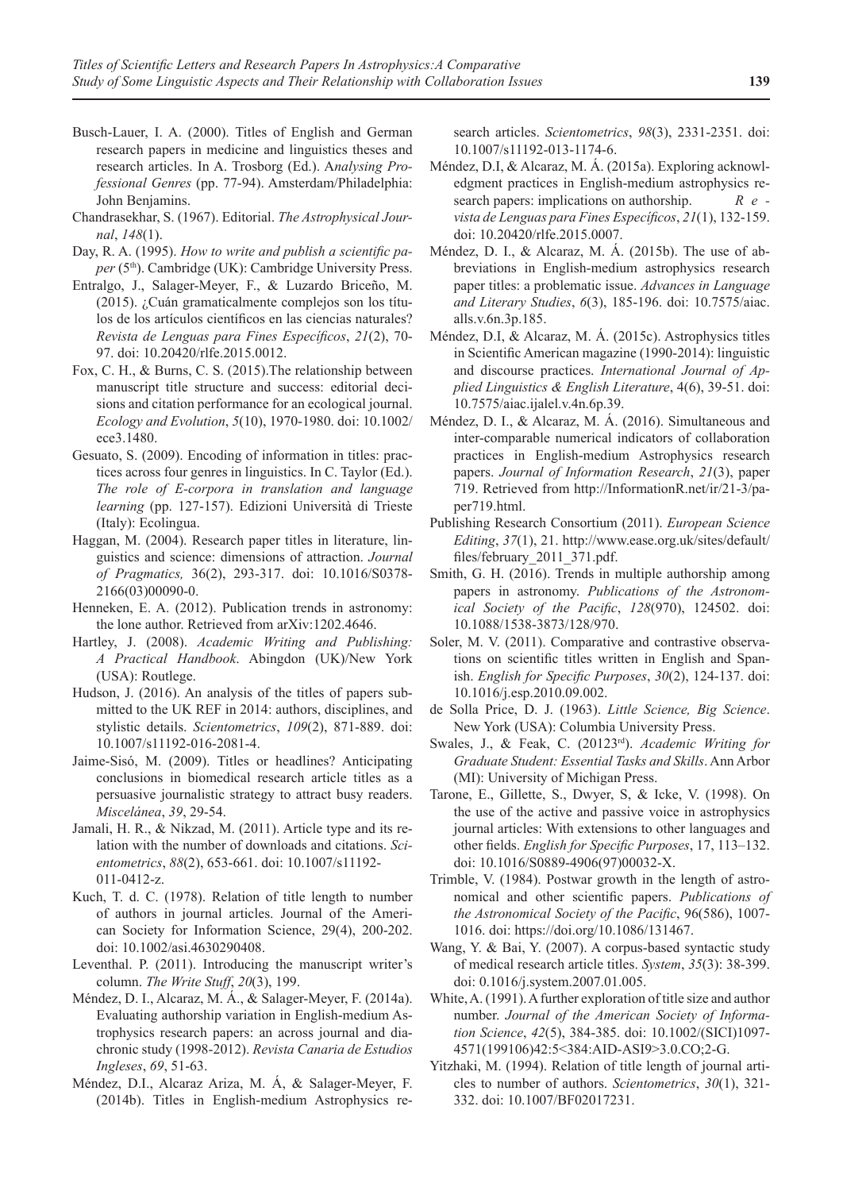Busch-Lauer, I. A. (2000). Titles of English and German research papers in medicine and linguistics theses and research articles. In A. Trosborg (Ed.). A*nalysing Professional Genres* (pp. 77-94). Amsterdam/Philadelphia: John Benjamins.

Chandrasekhar, S. (1967). Editorial. *The Astrophysical Journal*, *148*(1).

Day, R. A. (1995). *How to write and publish a scientific paper* (5th). Cambridge (UK): Cambridge University Press.

Entralgo, J., Salager-Meyer, F., & Luzardo Briceño, M. (2015). ¿Cuán gramaticalmente complejos son los títulos de los artículos científicos en las ciencias naturales? *Revista de Lenguas para Fines Específicos*, *21*(2), 70-97. doi: 10.20420/rlfe.2015.0012.

Fox, C. H., & Burns, C. S. (2015).The relationship between manuscript title structure and success: editorial decisions and citation performance for an ecological journal. *Ecology and Evolution*, *5*(10), 1970-1980. doi: 10.1002/ece3.1480.

Gesuato, S. (2009). Encoding of information in titles: practices across four genres in linguistics. In C. Taylor (Ed.). *The role of E-corpora in translation and language learning* (pp. 127-157). Edizioni Università di Trieste (Italy): Ecolingua.

Haggan, M. (2004). Research paper titles in literature, linguistics and science: dimensions of attraction. *Journal of Pragmatics,* 36(2), 293-317. doi: 10.1016/S0378-2166(03)00090-0.

Henneken, E. A. (2012). Publication trends in astronomy: the lone author. Retrieved from arXiv:1202.4646.

Hartley, J. (2008). *Academic Writing and Publishing: A Practical Handbook*. Abingdon (UK)/New York (USA): Routlege.

Hudson, J. (2016). An analysis of the titles of papers submitted to the UK REF in 2014: authors, disciplines, and stylistic details. *Scientometrics*, *109*(2), 871-889. doi: 10.1007/s11192-016-2081-4.

Jaime-Sisó, M. (2009). Titles or headlines? Anticipating conclusions in biomedical research article titles as a persuasive journalistic strategy to attract busy readers. *Miscelánea*, *39*, 29-54.

Jamali, H. R., & Nikzad, M. (2011). Article type and its relation with the number of downloads and citations. *Scientometrics*, *88*(2), 653-661. doi: 10.1007/s11192-011-0412-z.

Kuch, T. d. C. (1978). Relation of title length to number of authors in journal articles. Journal of the American Society for Information Science, 29(4), 200-202. doi: 10.1002/asi.4630290408.

Leventhal. P. (2011). Introducing the manuscript writer's column. *The Write Stuff*, *20*(3), 199.

Méndez, D. I., Alcaraz, M. Á., & Salager-Meyer, F. (2014a). Evaluating authorship variation in English-medium Astrophysics research papers: an across journal and diachronic study (1998-2012). *Revista Canaria de Estudios Ingleses*, *69*, 51-63.

Méndez, D.I., Alcaraz Ariza, M. Á, & Salager-Meyer, F. (2014b). Titles in English-medium Astrophysics research articles. *Scientometrics*, *98*(3), 2331-2351. doi: 10.1007/s11192-013-1174-6.

Méndez, D.I, & Alcaraz, M. Á. (2015a). Exploring acknowledgment practices in English-medium astrophysics research papers: implications on authorship. *Revista de Lenguas para Fines Específicos*, *21*(1), 132-159. doi: 10.20420/rlfe.2015.0007.

Méndez, D. I., & Alcaraz, M. Á. (2015b). The use of abbreviations in English-medium astrophysics research paper titles: a problematic issue. *Advances in Language and Literary Studies*, *6*(3), 185-196. doi: 10.7575/aiac.alls.v.6n.3p.185.

Méndez, D.I, & Alcaraz, M. Á. (2015c). Astrophysics titles in Scientific American magazine (1990-2014): linguistic and discourse practices. *International Journal of Applied Linguistics & English Literature*, 4(6), 39-51. doi: 10.7575/aiac.ijalel.v.4n.6p.39.

Méndez, D. I., & Alcaraz, M. Á. (2016). Simultaneous and inter-comparable numerical indicators of collaboration practices in English-medium Astrophysics research papers. *Journal of Information Research*, *21*(3), paper 719. Retrieved from http://InformationR.net/ir/21-3/paper719.html.

Publishing Research Consortium (2011). *European Science Editing*, *37*(1), 21. http://www.ease.org.uk/sites/default/files/february_2011_371.pdf.

Smith, G. H. (2016). Trends in multiple authorship among papers in astronomy. *Publications of the Astronomical Society of the Pacific*, *128*(970), 124502. doi: 10.1088/1538-3873/128/970.

Soler, M. V. (2011). Comparative and contrastive observations on scientific titles written in English and Spanish. *English for Specific Purposes*, *30*(2), 124-137. doi: 10.1016/j.esp.2010.09.002.

de Solla Price, D. J. (1963). *Little Science, Big Science*. New York (USA): Columbia University Press.

Swales, J., & Feak, C. (20123rd). *Academic Writing for Graduate Student: Essential Tasks and Skills*. Ann Arbor (MI): University of Michigan Press.

Tarone, E., Gillette, S., Dwyer, S, & Icke, V. (1998). On the use of the active and passive voice in astrophysics journal articles: With extensions to other languages and other fields. *English for Specific Purposes*, 17, 113–132. doi: 10.1016/S0889-4906(97)00032-X.

Trimble, V. (1984). Postwar growth in the length of astronomical and other scientific papers. *Publications of the Astronomical Society of the Pacific*, 96(586), 1007-1016. doi: https://doi.org/10.1086/131467.

Wang, Y. & Bai, Y. (2007). A corpus-based syntactic study of medical research article titles. *System*, *35*(3): 38-399. doi: 0.1016/j.system.2007.01.005.

White, A. (1991). A further exploration of title size and author number. *Journal of the American Society of Information Science*, *42*(5), 384-385. doi: 10.1002/(SICI)1097-4571(199106)42:5<384:AID-ASI9>3.0.CO;2-G.

Yitzhaki, M. (1994). Relation of title length of journal articles to number of authors. *Scientometrics*, *30*(1), 321-332. doi: 10.1007/BF02017231.